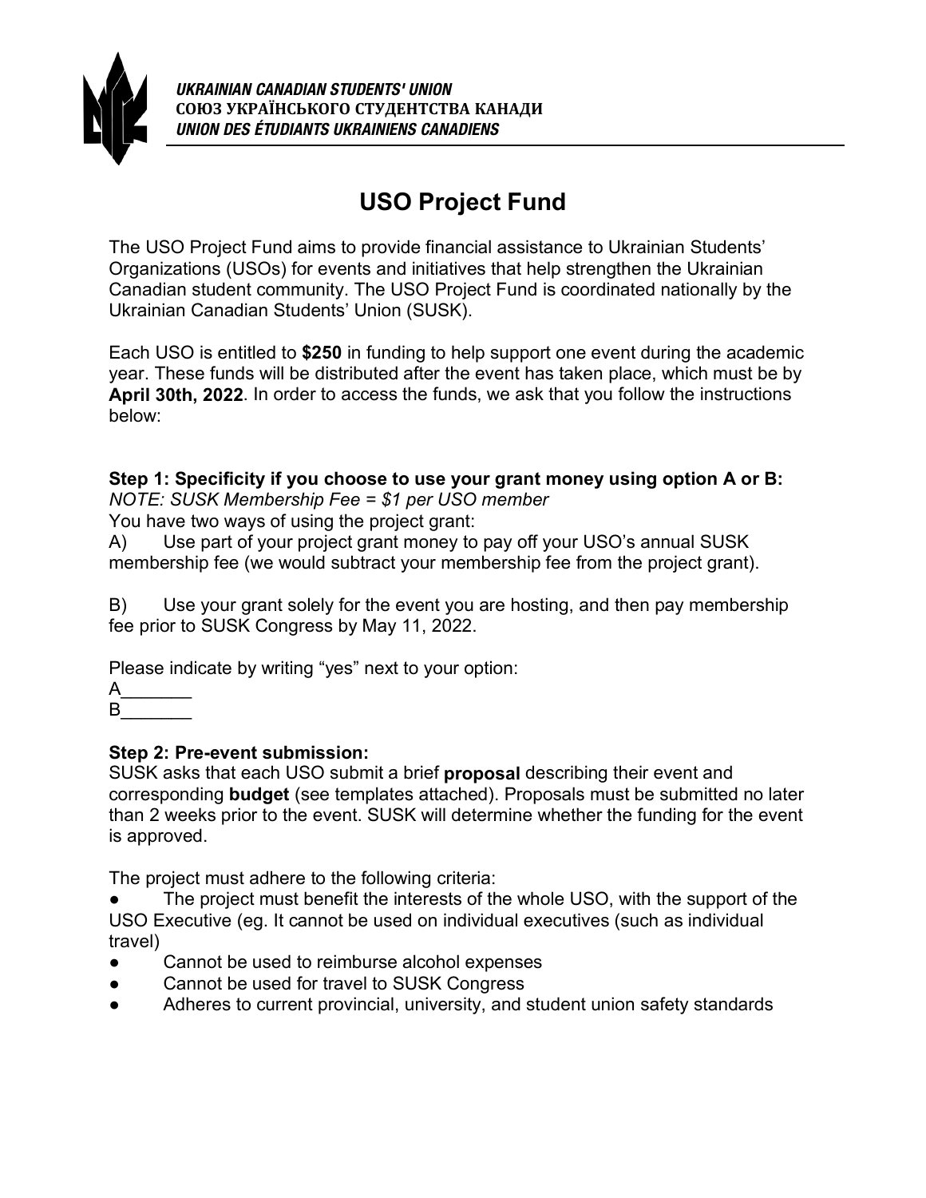**UKRAINIAN CANADIAN STUDENTS' UNION**
**СОЮЗ УКРАЇНСЬКОГО СТУДЕНТСТВА КАНАДИ**
**UNION DES ÉTUDIANTS UKRAINIENS CANADIENS**

# USO Project Fund

The USO Project Fund aims to provide financial assistance to Ukrainian Students' Organizations (USOs) for events and initiatives that help strengthen the Ukrainian Canadian student community. The USO Project Fund is coordinated nationally by the Ukrainian Canadian Students' Union (SUSK).

Each USO is entitled to **$250** in funding to help support one event during the academic year. These funds will be distributed after the event has taken place, which must be by **April 30th, 2022**. In order to access the funds, we ask that you follow the instructions below:

**Step 1: Specificity if you choose to use your grant money using option A or B:**
*NOTE: SUSK Membership Fee = $1 per USO member*
You have two ways of using the project grant:

A) Use part of your project grant money to pay off your USO's annual SUSK membership fee (we would subtract your membership fee from the project grant).

B) Use your grant solely for the event you are hosting, and then pay membership fee prior to SUSK Congress by May 11, 2022.

Please indicate by writing "yes" next to your option:
A_______
B_______

**Step 2: Pre-event submission:**
SUSK asks that each USO submit a brief **proposal** describing their event and corresponding **budget** (see templates attached). Proposals must be submitted no later than 2 weeks prior to the event. SUSK will determine whether the funding for the event is approved.

The project must adhere to the following criteria:

- The project must benefit the interests of the whole USO, with the support of the USO Executive (eg. It cannot be used on individual executives (such as individual travel)
- Cannot be used to reimburse alcohol expenses
- Cannot be used for travel to SUSK Congress
- Adheres to current provincial, university, and student union safety standards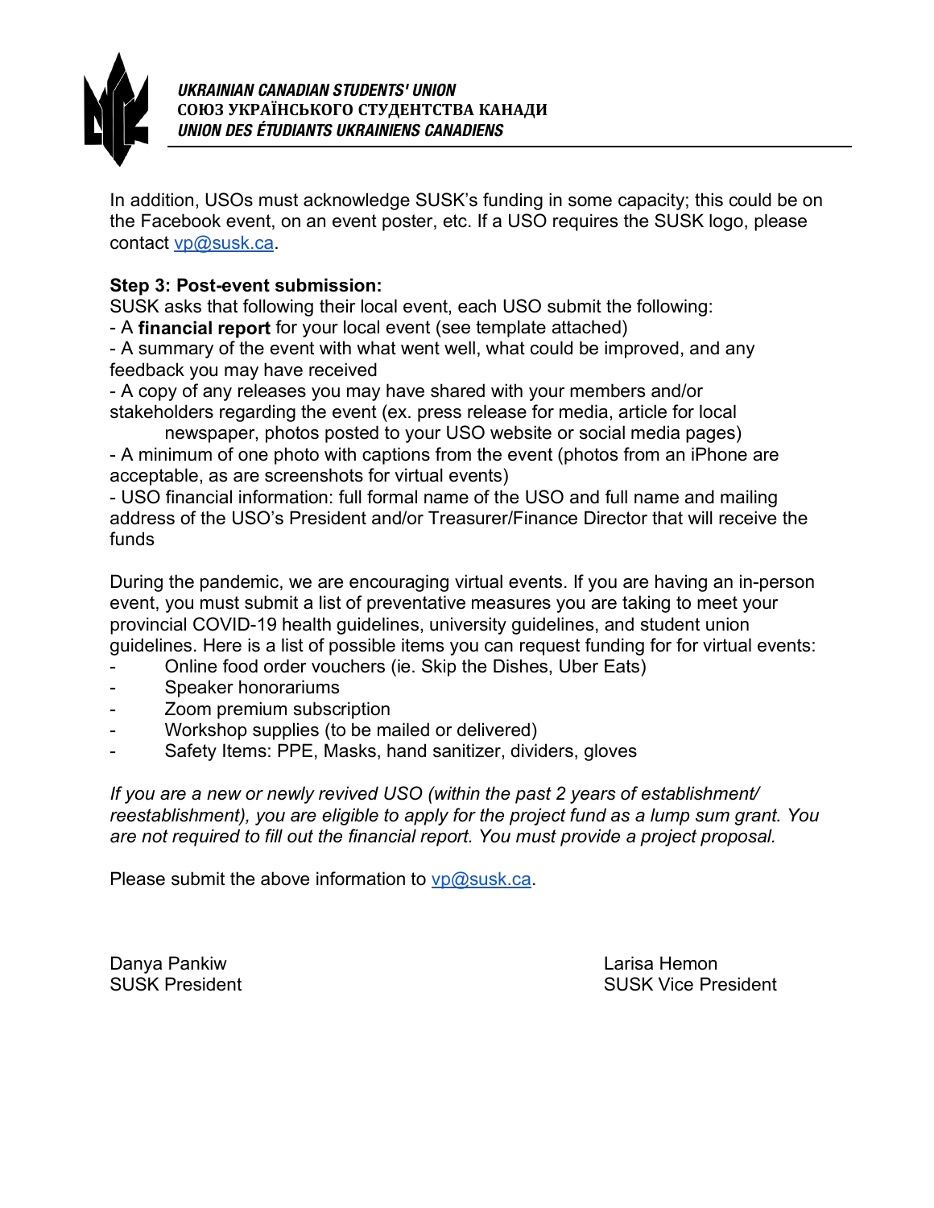In addition, USOs must acknowledge SUSK's funding in some capacity; this could be on the Facebook event, on an event poster, etc. If a USO requires the SUSK logo, please contact vp@susk.ca.

**Step 3: Post-event submission:**

SUSK asks that following their local event, each USO submit the following:

- A **financial report** for your local event (see template attached)
- A summary of the event with what went well, what could be improved, and any feedback you may have received
- A copy of any releases you may have shared with your members and/or stakeholders regarding the event (ex. press release for media, article for local newspaper, photos posted to your USO website or social media pages)
- A minimum of one photo with captions from the event (photos from an iPhone are acceptable, as are screenshots for virtual events)
- USO financial information: full formal name of the USO and full name and mailing address of the USO's President and/or Treasurer/Finance Director that will receive the funds

During the pandemic, we are encouraging virtual events. If you are having an in-person event, you must submit a list of preventative measures you are taking to meet your provincial COVID-19 health guidelines, university guidelines, and student union guidelines. Here is a list of possible items you can request funding for for virtual events:

- Online food order vouchers (ie. Skip the Dishes, Uber Eats)
- Speaker honorariums
- Zoom premium subscription
- Workshop supplies (to be mailed or delivered)
- Safety Items: PPE, Masks, hand sanitizer, dividers, gloves

*If you are a new or newly revived USO (within the past 2 years of establishment/ reestablishment), you are eligible to apply for the project fund as a lump sum grant. You are not required to fill out the financial report. You must provide a project proposal.*

Please submit the above information to vp@susk.ca.

Danya Pankiw
SUSK President

Larisa Hemon
SUSK Vice President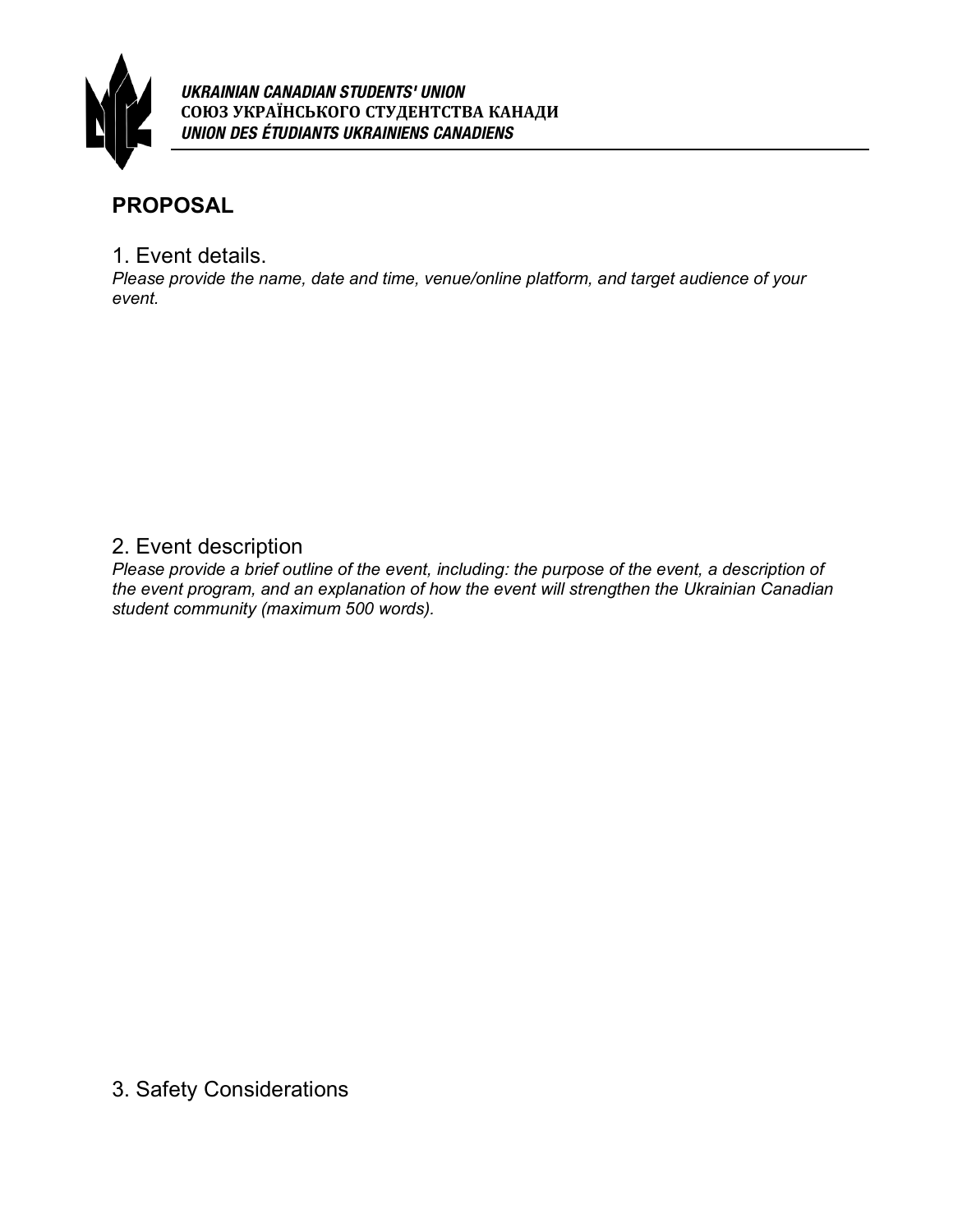**UKRAINIAN CANADIAN STUDENTS' UNION**
**СОЮЗ УКРАЇНСЬКОГО СТУДЕНТСТВА КАНАДИ**
**UNION DES ÉTUDIANTS UKRAINIENS CANADIENS**

## PROPOSAL

### 1. Event details.

*Please provide the name, date and time, venue/online platform, and target audience of your event.*

### 2. Event description

*Please provide a brief outline of the event, including: the purpose of the event, a description of the event program, and an explanation of how the event will strengthen the Ukrainian Canadian student community (maximum 500 words).*

### 3. Safety Considerations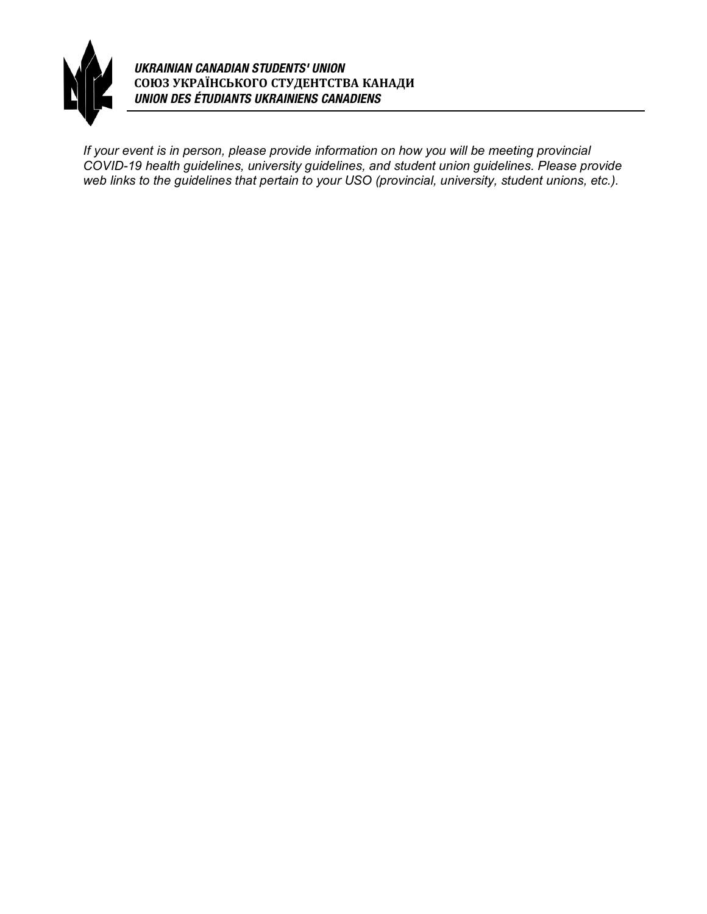***UKRAINIAN CANADIAN STUDENTS' UNION***
**СОЮЗ УКРАЇНСЬКОГО СТУДЕНТСТВА КАНАДИ**
***UNION DES ÉTUDIANTS UKRAINIENS CANADIENS***

*If your event is in person, please provide information on how you will be meeting provincial COVID-19 health guidelines, university guidelines, and student union guidelines. Please provide web links to the guidelines that pertain to your USO (provincial, university, student unions, etc.).*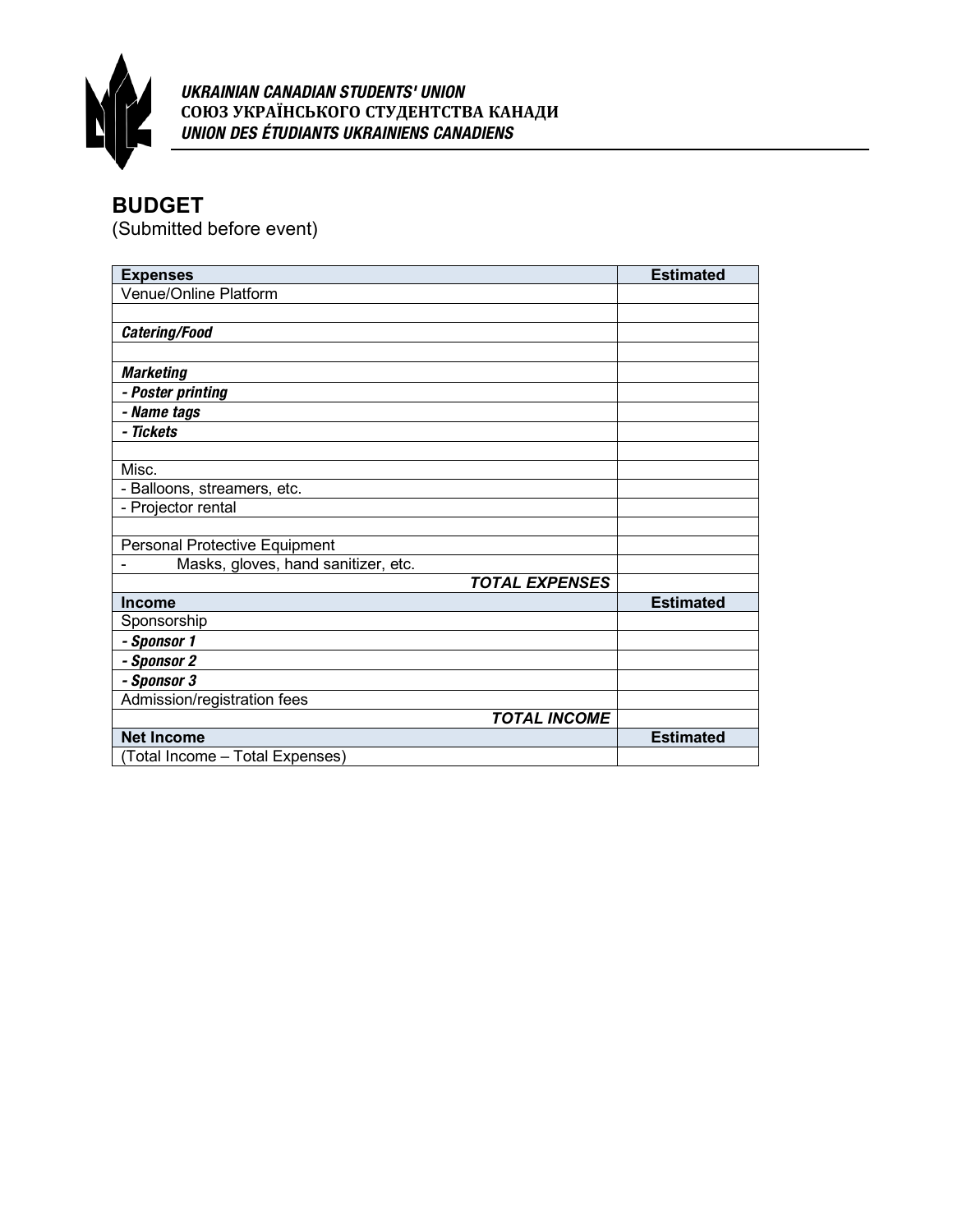**UKRAINIAN CANADIAN STUDENTS' UNION**
**СОЮЗ УКРАЇНСЬКОГО СТУДЕНТСТВА КАНАДИ**
**UNION DES ÉTUDIANTS UKRAINIENS CANADIENS**

# BUDGET

(Submitted before event)

| **Expenses** | **Estimated** |
|---|---|
| Venue/Online Platform | |
| | |
| ***Catering/Food*** | |
| | |
| ***Marketing*** | |
| ***- Poster printing*** | |
| ***- Name tags*** | |
| ***- Tickets*** | |
| | |
| Misc. | |
| - Balloons, streamers, etc. | |
| - Projector rental | |
| | |
| Personal Protective Equipment | |
| - Masks, gloves, hand sanitizer, etc. | |
| ***TOTAL EXPENSES*** | |
| **Income** | **Estimated** |
| Sponsorship | |
| ***- Sponsor 1*** | |
| ***- Sponsor 2*** | |
| ***- Sponsor 3*** | |
| Admission/registration fees | |
| ***TOTAL INCOME*** | |
| **Net Income** | **Estimated** |
| (Total Income – Total Expenses) | |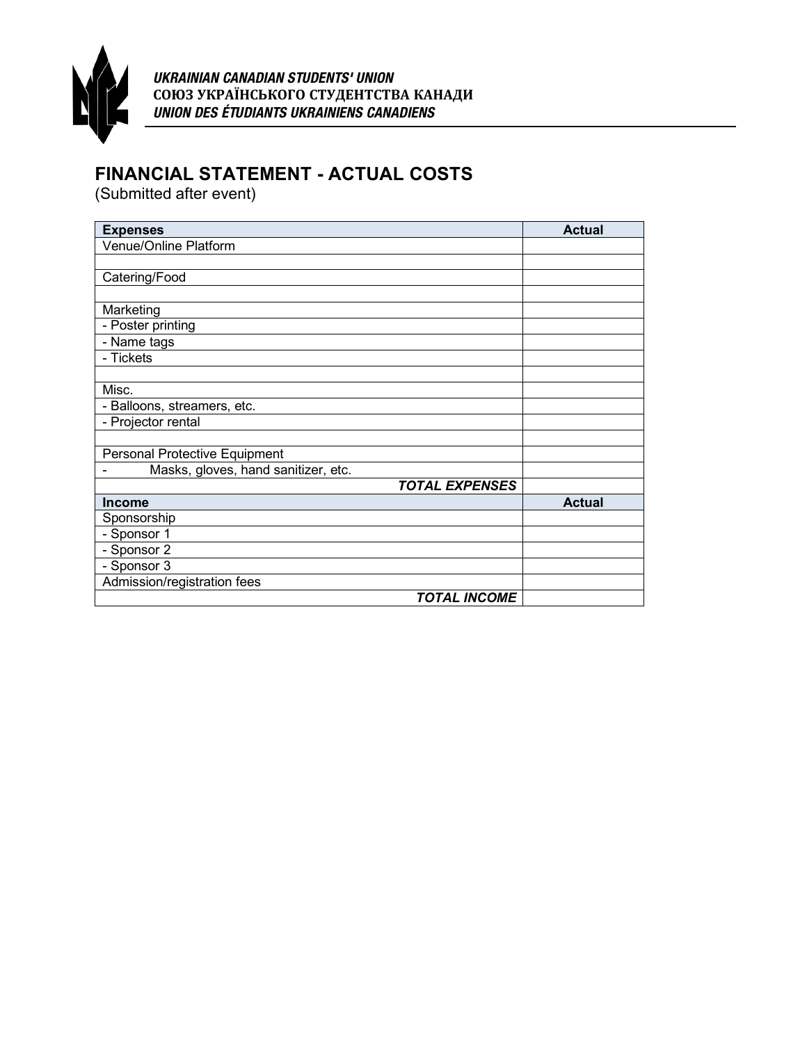**UKRAINIAN CANADIAN STUDENTS' UNION**
**СОЮЗ УКРАЇНСЬКОГО СТУДЕНТСТВА КАНАДИ**
**UNION DES ÉTUDIANTS UKRAINIENS CANADIENS**

## FINANCIAL STATEMENT - ACTUAL COSTS

(Submitted after event)

| Expenses | Actual |
|---|---|
| Venue/Online Platform | |
| | |
| Catering/Food | |
| | |
| Marketing | |
| - Poster printing | |
| - Name tags | |
| - Tickets | |
| | |
| Misc. | |
| - Balloons, streamers, etc. | |
| - Projector rental | |
| | |
| Personal Protective Equipment | |
| - Masks, gloves, hand sanitizer, etc. | |
| ***TOTAL EXPENSES*** | |
| **Income** | **Actual** |
| Sponsorship | |
| - Sponsor 1 | |
| - Sponsor 2 | |
| - Sponsor 3 | |
| Admission/registration fees | |
| ***TOTAL INCOME*** | |